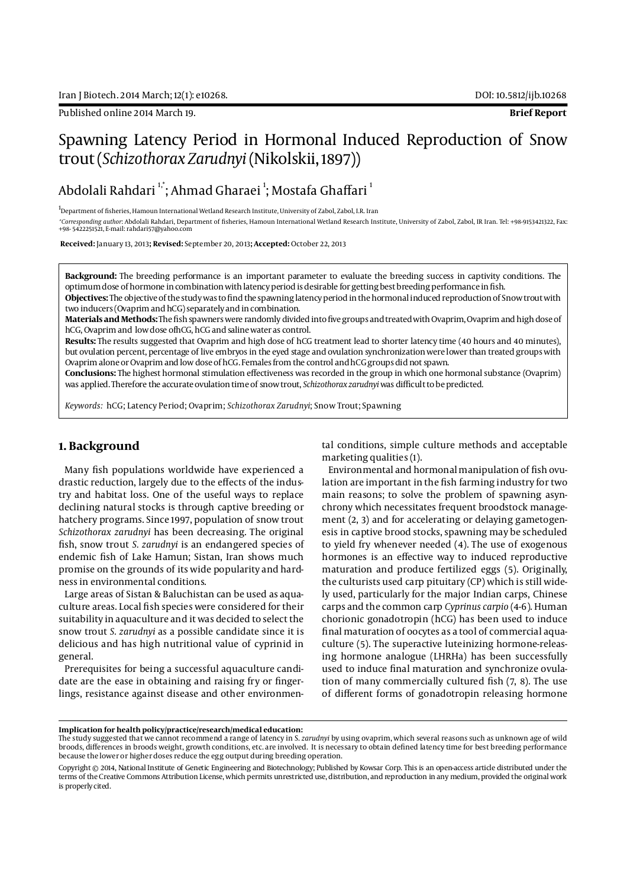Published online 2014 March 19.

**Brief Report**

# Spawning Latency Period in Hormonal Induced Reproduction of Snow trout (*Schizothorax Zarudnyi* (Nikolskii, 1897))

Abdolali Rahdari [1,*]; Ahmad Gharaei [1]; Mostafa Ghaffari [1]

[1]Department of fisheries, Hamoun International Wetland Research Institute, University of Zabol, Zabol, I.R. Iran

*Corresponding author: Abdolali Rahdari, Department of fisheries, Hamoun International Wetland Research Institute, University of Zabol, Zabol, IR Iran. Tel: +98-9153421322, Fax: +98- 5422251521, E-mail: rahdari57@yahoo.com

**Received:** January 13, 2013; **Revised:** September 20, 2013; **Accepted:** October 22, 2013

**Background:** The breeding performance is an important parameter to evaluate the breeding success in captivity conditions. The optimum dose of hormone in combination with latency period is desirable for getting best breeding performance in fish.

**Objectives:** The objective of the study was to find the spawning latency period in the hormonal induced reproduction of Snow trout with two inducers (Ovaprim and hCG) separately and in combination.

**Materials and Methods:** The fish spawners were randomly divided into five groups and treated with Ovaprim, Ovaprim and high dose of hCG, Ovaprim and low dose ofhCG, hCG and saline water as control.

**Results:** The results suggested that Ovaprim and high dose of hCG treatment lead to shorter latency time (40 hours and 40 minutes), but ovulation percent, percentage of live embryos in the eyed stage and ovulation synchronization were lower than treated groups with Ovaprim alone or Ovaprim and low dose of hCG. Females from the control and hCG groups did not spawn.

**Conclusions:** The highest hormonal stimulation effectiveness was recorded in the group in which one hormonal substance (Ovaprim) was applied. Therefore the accurate ovulation time of snow trout, *Schizothorax zarudnyi* was difficult to be predicted.

*Keywords:* hCG; Latency Period; Ovaprim; *Schizothorax Zarudnyi*; Snow Trout; Spawning

## 1. Background

Many fish populations worldwide have experienced a drastic reduction, largely due to the effects of the industry and habitat loss. One of the useful ways to replace declining natural stocks is through captive breeding or hatchery programs. Since 1997, population of snow trout *Schizothorax zarudnyi* has been decreasing. The original fish, snow trout *S. zarudnyi* is an endangered species of endemic fish of Lake Hamun; Sistan, Iran shows much promise on the grounds of its wide popularity and hardness in environmental conditions.

Large areas of Sistan & Baluchistan can be used as aquaculture areas. Local fish species were considered for their suitability in aquaculture and it was decided to select the snow trout *S. zarudnyi* as a possible candidate since it is delicious and has high nutritional value of cyprinid in general.

Prerequisites for being a successful aquaculture candidate are the ease in obtaining and raising fry or fingerlings, resistance against disease and other environmental conditions, simple culture methods and acceptable marketing qualities (1).

Environmental and hormonal manipulation of fish ovulation are important in the fish farming industry for two main reasons; to solve the problem of spawning asynchrony which necessitates frequent broodstock management (2, 3) and for accelerating or delaying gametogenesis in captive brood stocks, spawning may be scheduled to yield fry whenever needed (4). The use of exogenous hormones is an effective way to induced reproductive maturation and produce fertilized eggs (5). Originally, the culturists used carp pituitary (CP) which is still widely used, particularly for the major Indian carps, Chinese carps and the common carp *Cyprinus carpio* (4-6). Human chorionic gonadotropin (hCG) has been used to induce final maturation of oocytes as a tool of commercial aquaculture (5). The superactive luteinizing hormone-releasing hormone analogue (LHRHa) has been successfully used to induce final maturation and synchronize ovulation of many commercially cultured fish (7, 8). The use of different forms of gonadotropin releasing hormone

**Implication for health policy/practice/research/medical education:**
The study suggested that we cannot recommend a range of latency in *S. zarudnyi* by using ovaprim, which several reasons such as unknown age of wild broods, differences in broods weight, growth conditions, etc. are involved. It is necessary to obtain defined latency time for best breeding performance because the lower or higher doses reduce the egg output during breeding operation.

Copyright © 2014, National Institute of Genetic Engineering and Biotechnology; Published by Kowsar Corp. This is an open-access article distributed under the terms of the Creative Commons Attribution License, which permits unrestricted use, distribution, and reproduction in any medium, provided the original work is properly cited.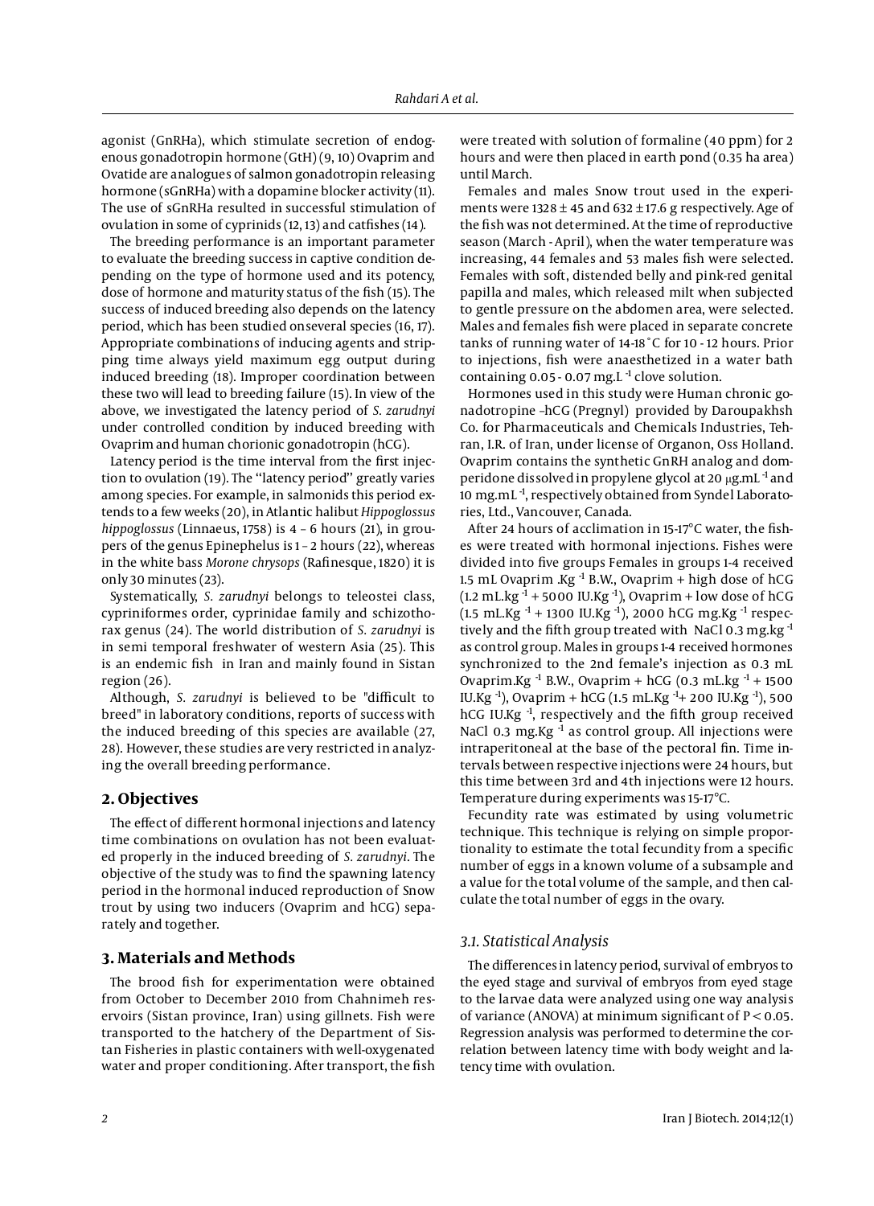agonist (GnRHa), which stimulate secretion of endogenous gonadotropin hormone (GtH) (9, 10) Ovaprim and Ovatide are analogues of salmon gonadotropin releasing hormone (sGnRHa) with a dopamine blocker activity (11). The use of sGnRHa resulted in successful stimulation of ovulation in some of cyprinids (12, 13) and catfishes (14).

The breeding performance is an important parameter to evaluate the breeding success in captive condition depending on the type of hormone used and its potency, dose of hormone and maturity status of the fish (15). The success of induced breeding also depends on the latency period, which has been studied onseveral species (16, 17). Appropriate combinations of inducing agents and stripping time always yield maximum egg output during induced breeding (18). Improper coordination between these two will lead to breeding failure (15). In view of the above, we investigated the latency period of *S. zarudnyi* under controlled condition by induced breeding with Ovaprim and human chorionic gonadotropin (hCG).

Latency period is the time interval from the first injection to ovulation (19). The ''latency period'' greatly varies among species. For example, in salmonids this period extends to a few weeks (20), in Atlantic halibut *Hippoglossus hippoglossus* (Linnaeus, 1758) is 4 – 6 hours (21), in groupers of the genus Epinephelus is 1 – 2 hours (22), whereas in the white bass *Morone chrysops* (Rafinesque, 1820) it is only 30 minutes (23).

Systematically, *S. zarudnyi* belongs to teleostei class, cypriniformes order, cyprinidae family and schizothorax genus (24). The world distribution of *S. zarudnyi* is in semi temporal freshwater of western Asia (25). This is an endemic fish in Iran and mainly found in Sistan region (26).

Although, *S. zarudnyi* is believed to be "difficult to breed" in laboratory conditions, reports of success with the induced breeding of this species are available (27, 28). However, these studies are very restricted in analyzing the overall breeding performance.

## 2. Objectives

The effect of different hormonal injections and latency time combinations on ovulation has not been evaluated properly in the induced breeding of *S. zarudnyi*. The objective of the study was to find the spawning latency period in the hormonal induced reproduction of Snow trout by using two inducers (Ovaprim and hCG) separately and together.

## 3. Materials and Methods

The brood fish for experimentation were obtained from October to December 2010 from Chahnimeh reservoirs (Sistan province, Iran) using gillnets. Fish were transported to the hatchery of the Department of Sistan Fisheries in plastic containers with well-oxygenated water and proper conditioning. After transport, the fish were treated with solution of formaline (40 ppm) for 2 hours and were then placed in earth pond (0.35 ha area) until March.

Females and males Snow trout used in the experiments were 1328 ± 45 and 632 ± 17.6 g respectively. Age of the fish was not determined. At the time of reproductive season (March - April), when the water temperature was increasing, 44 females and 53 males fish were selected. Females with soft, distended belly and pink-red genital papilla and males, which released milt when subjected to gentle pressure on the abdomen area, were selected. Males and females fish were placed in separate concrete tanks of running water of 14-18 ˚C for 10 - 12 hours. Prior to injections, fish were anaesthetized in a water bath containing 0.05 - 0.07 mg.L$^{-1}$ clove solution.

Hormones used in this study were Human chronic gonadotropine –hCG (Pregnyl) provided by Daroupakhsh Co. for Pharmaceuticals and Chemicals Industries, Tehran, I.R. of Iran, under license of Organon, Oss Holland. Ovaprim contains the synthetic GnRH analog and domperidone dissolved in propylene glycol at 20 μg.mL$^{-1}$ and 10 mg.mL$^{-1}$, respectively obtained from Syndel Laboratories, Ltd., Vancouver, Canada.

After 24 hours of acclimation in 15-17°C water, the fishes were treated with hormonal injections. Fishes were divided into five groups Females in groups 1-4 received 1.5 mL Ovaprim .Kg$^{-1}$ B.W., Ovaprim + high dose of hCG (1.2 mL.kg$^{-1}$ + 5000 IU.Kg$^{-1}$), Ovaprim + low dose of hCG (1.5 mL.Kg$^{-1}$ + 1300 IU.Kg$^{-1}$), 2000 hCG mg.Kg$^{-1}$ respectively and the fifth group treated with NaCl 0.3 mg.Kg$^{-1}$ as control group. Males in groups 1-4 received hormones synchronized to the 2nd female's injection as 0.3 mL Ovaprim.Kg$^{-1}$ B.W., Ovaprim + hCG (0.3 mL.kg$^{-1}$ + 1500 IU.Kg$^{-1}$), Ovaprim + hCG (1.5 mL.Kg$^{-1}$+ 200 IU.Kg$^{-1}$), 500 hCG IU.Kg$^{-1}$, respectively and the fifth group received NaCl 0.3 mg.Kg$^{-1}$ as control group. All injections were intraperitoneal at the base of the pectoral fin. Time intervals between respective injections were 24 hours, but this time between 3rd and 4th injections were 12 hours. Temperature during experiments was 15-17°C.

Fecundity rate was estimated by using volumetric technique. This technique is relying on simple proportionality to estimate the total fecundity from a specific number of eggs in a known volume of a subsample and a value for the total volume of the sample, and then calculate the total number of eggs in the ovary.

### 3.1. Statistical Analysis

The differences in latency period, survival of embryos to the eyed stage and survival of embryos from eyed stage to the larvae data were analyzed using one way analysis of variance (ANOVA) at minimum significant of $P < 0.05$. Regression analysis was performed to determine the correlation between latency time with body weight and latency time with ovulation.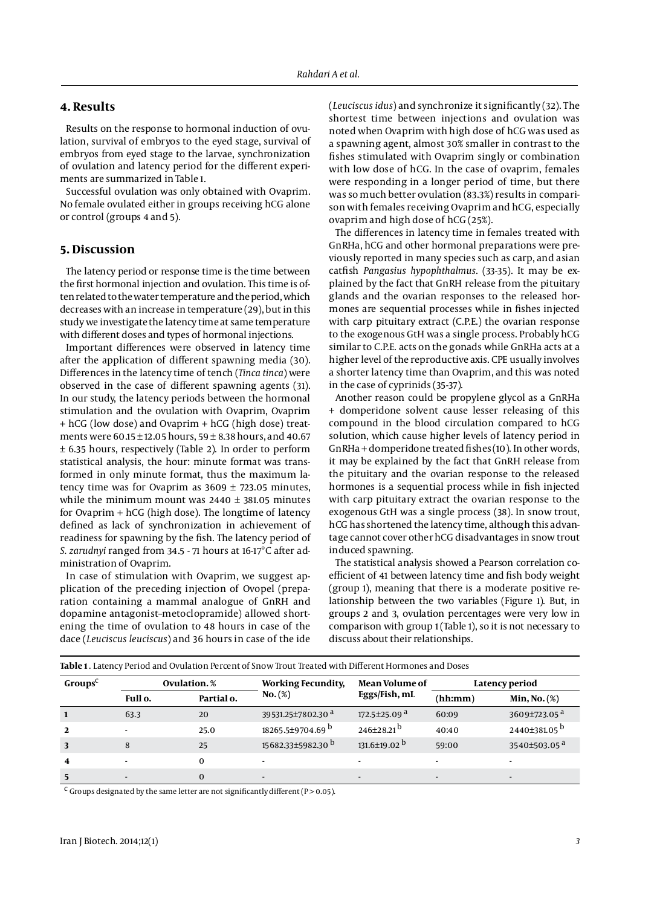## 4. Results

Results on the response to hormonal induction of ovulation, survival of embryos to the eyed stage, survival of embryos from eyed stage to the larvae, synchronization of ovulation and latency period for the different experiments are summarized in Table 1.

Successful ovulation was only obtained with Ovaprim. No female ovulated either in groups receiving hCG alone or control (groups 4 and 5).

## 5. Discussion

The latency period or response time is the time between the first hormonal injection and ovulation. This time is often related to the water temperature and the period, which decreases with an increase in temperature (29), but in this study we investigate the latency time at same temperature with different doses and types of hormonal injections.

Important differences were observed in latency time after the application of different spawning media (30). Differences in the latency time of tench (*Tinca tinca*) were observed in the case of different spawning agents (31). In our study, the latency periods between the hormonal stimulation and the ovulation with Ovaprim, Ovaprim + hCG (low dose) and Ovaprim + hCG (high dose) treatments were 60.15 ± 12.05 hours, 59 ± 8.38 hours, and 40.67 ± 6.35 hours, respectively (Table 2). In order to perform statistical analysis, the hour: minute format was transformed in only minute format, thus the maximum latency time was for Ovaprim as 3609 ± 723.05 minutes, while the minimum mount was 2440 ± 381.05 minutes for Ovaprim + hCG (high dose). The longtime of latency defined as lack of synchronization in achievement of readiness for spawning by the fish. The latency period of *S. zarudnyi* ranged from 34.5 - 71 hours at 16-17°C after administration of Ovaprim.

In case of stimulation with Ovaprim, we suggest application of the preceding injection of Ovopel (preparation containing a mammal analogue of GnRH and dopamine antagonist-metoclopramide) allowed shortening the time of ovulation to 48 hours in case of the dace (*Leuciscus leuciscus*) and 36 hours in case of the ide (*Leuciscus idus*) and synchronize it significantly (32). The shortest time between injections and ovulation was noted when Ovaprim with high dose of hCG was used as a spawning agent, almost 30% smaller in contrast to the fishes stimulated with Ovaprim singly or combination with low dose of hCG. In the case of ovaprim, females were responding in a longer period of time, but there was so much better ovulation (83.3%) results in comparison with females receiving Ovaprim and hCG, especially ovaprim and high dose of hCG (25%).

The differences in latency time in females treated with GnRHa, hCG and other hormonal preparations were previously reported in many species such as carp, and asian catfish *Pangasius hypophthalmus*. (33-35). It may be explained by the fact that GnRH release from the pituitary glands and the ovarian responses to the released hormones are sequential processes while in fishes injected with carp pituitary extract (C.P.E.) the ovarian response to the exogenous GtH was a single process. Probably hCG similar to C.P.E. acts on the gonads while GnRHa acts at a higher level of the reproductive axis. CPE usually involves a shorter latency time than Ovaprim, and this was noted in the case of cyprinids (35-37).

Another reason could be propylene glycol as a GnRHa + domperidone solvent cause lesser releasing of this compound in the blood circulation compared to hCG solution, which cause higher levels of latency period in GnRHa + domperidone treated fishes (10). In other words, it may be explained by the fact that GnRH release from the pituitary and the ovarian response to the released hormones is a sequential process while in fish injected with carp pituitary extract the ovarian response to the exogenous GtH was a single process (38). In snow trout, hCG has shortened the latency time, although this advantage cannot cover other hCG disadvantages in snow trout induced spawning.

The statistical analysis showed a Pearson correlation coefficient of 41 between latency time and fish body weight (group 1), meaning that there is a moderate positive relationship between the two variables (Figure 1). But, in groups 2 and 3, ovulation percentages were very low in comparison with group 1 (Table 1), so it is not necessary to discuss about their relationships.

**Table 1**. Latency Period and Ovulation Percent of Snow Trout Treated with Different Hormones and Doses

| Groups[c] | Ovulation. % | | Working Fecundity, No. (%) | Mean Volume of Eggs/Fish, mL | Latency period | |
|---|---|---|---|---|---|---|
| | Full o. | Partial o. | | | (hh:mm) | Min, No. (%) |
| 1 | 63.3 | 20 | 39531.25±7802.30 [a] | 172.5±25.09 [a] | 60:09 | 3609±723.05 [a] |
| 2 | - | 25.0 | 18265.5±9704.69 [b] | 246±28.21 [b] | 40:40 | 2440±381.05 [b] |
| 3 | 8 | 25 | 15682.33±5982.30 [b] | 131.6±19.02 [b] | 59:00 | 3540±503.05 [a] |
| 4 | - | 0 | - | - | - | - |
| 5 | - | 0 | - | - | - | - |

[c] Groups designated by the same letter are not significantly different ($P > 0.05$).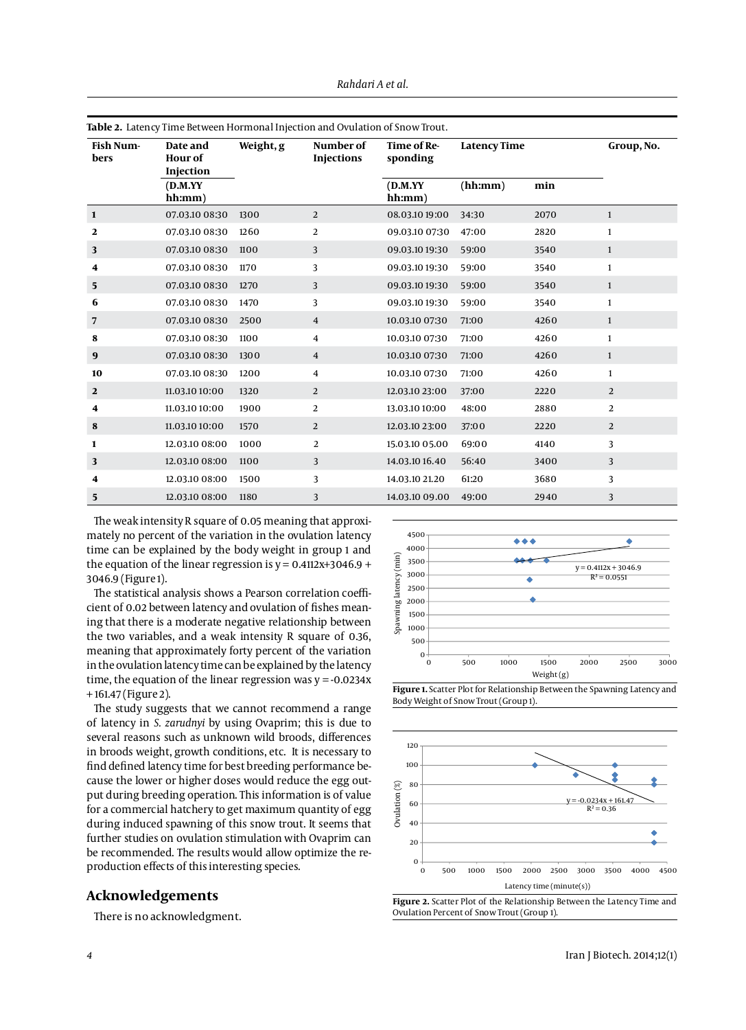**Table 2.** Latency Time Between Hormonal Injection and Ovulation of Snow Trout.

| Fish Numbers | Date and Hour of Injection | Weight, g | Number of Injections | Time of Responding | Latency Time | | Group, No. |
|---|---|---|---|---|---|---|---|
| | (D.M.YY hh:mm) | | | (D.M.YY hh:mm) | (hh:mm) | min | |
| **1** | 07.03.10 08:30 | 1300 | 2 | 08.03.10 19:00 | 34:30 | 2070 | 1 |
| **2** | 07.03.10 08:30 | 1260 | 2 | 09.03.10 07:30 | 47:00 | 2820 | 1 |
| **3** | 07.03.10 08:30 | 1100 | 3 | 09.03.10 19:30 | 59:00 | 3540 | 1 |
| **4** | 07.03.10 08:30 | 1170 | 3 | 09.03.10 19:30 | 59:00 | 3540 | 1 |
| **5** | 07.03.10 08:30 | 1270 | 3 | 09.03.10 19:30 | 59:00 | 3540 | 1 |
| **6** | 07.03.10 08:30 | 1470 | 3 | 09.03.10 19:30 | 59:00 | 3540 | 1 |
| **7** | 07.03.10 08:30 | 2500 | 4 | 10.03.10 07:30 | 71:00 | 4260 | 1 |
| **8** | 07.03.10 08:30 | 1100 | 4 | 10.03.10 07:30 | 71:00 | 4260 | 1 |
| **9** | 07.03.10 08:30 | 1300 | 4 | 10.03.10 07:30 | 71:00 | 4260 | 1 |
| **10** | 07.03.10 08:30 | 1200 | 4 | 10.03.10 07:30 | 71:00 | 4260 | 1 |
| **2** | 11.03.10 10:00 | 1320 | 2 | 12.03.10 23:00 | 37:00 | 2220 | 2 |
| **4** | 11.03.10 10:00 | 1900 | 2 | 13.03.10 10:00 | 48:00 | 2880 | 2 |
| **8** | 11.03.10 10:00 | 1570 | 2 | 12.03.10 23:00 | 37:00 | 2220 | 2 |
| **1** | 12.03.10 08:00 | 1000 | 2 | 15.03.10 05.00 | 69:00 | 4140 | 3 |
| **3** | 12.03.10 08:00 | 1100 | 3 | 14.03.10 16.40 | 56:40 | 3400 | 3 |
| **4** | 12.03.10 08:00 | 1500 | 3 | 14.03.10 21.20 | 61:20 | 3680 | 3 |
| **5** | 12.03.10 08:00 | 1180 | 3 | 14.03.10 09.00 | 49:00 | 2940 | 3 |

The weak intensity R square of 0.05 meaning that approximately no percent of the variation in the ovulation latency time can be explained by the body weight in group 1 and the equation of the linear regression is $y = 0.4112x+3046.9 + 3046.9$ (Figure 1).

The statistical analysis shows a Pearson correlation coefficient of 0.02 between latency and ovulation of fishes meaning that there is a moderate negative relationship between the two variables, and a weak intensity R square of 0.36, meaning that approximately forty percent of the variation in the ovulation latency time can be explained by the latency time, the equation of the linear regression was $y = -0.0234x + 161.47$ (Figure 2).

The study suggests that we cannot recommend a range of latency in *S. zarudnyi* by using Ovaprim; this is due to several reasons such as unknown wild broods, differences in broods weight, growth conditions, etc. It is necessary to find defined latency time for best breeding performance because the lower or higher doses would reduce the egg output during breeding operation. This information is of value for a commercial hatchery to get maximum quantity of egg during induced spawning of this snow trout. It seems that further studies on ovulation stimulation with Ovaprim can be recommended. The results would allow optimize the reproduction effects of this interesting species.

**Figure 1.** Scatter Plot for Relationship Between the Spawning Latency and Body Weight of Snow Trout (Group 1).

**Figure 2.** Scatter Plot of the Relationship Between the Latency Time and Ovulation Percent of Snow Trout (Group 1).

## Acknowledgements

There is no acknowledgment.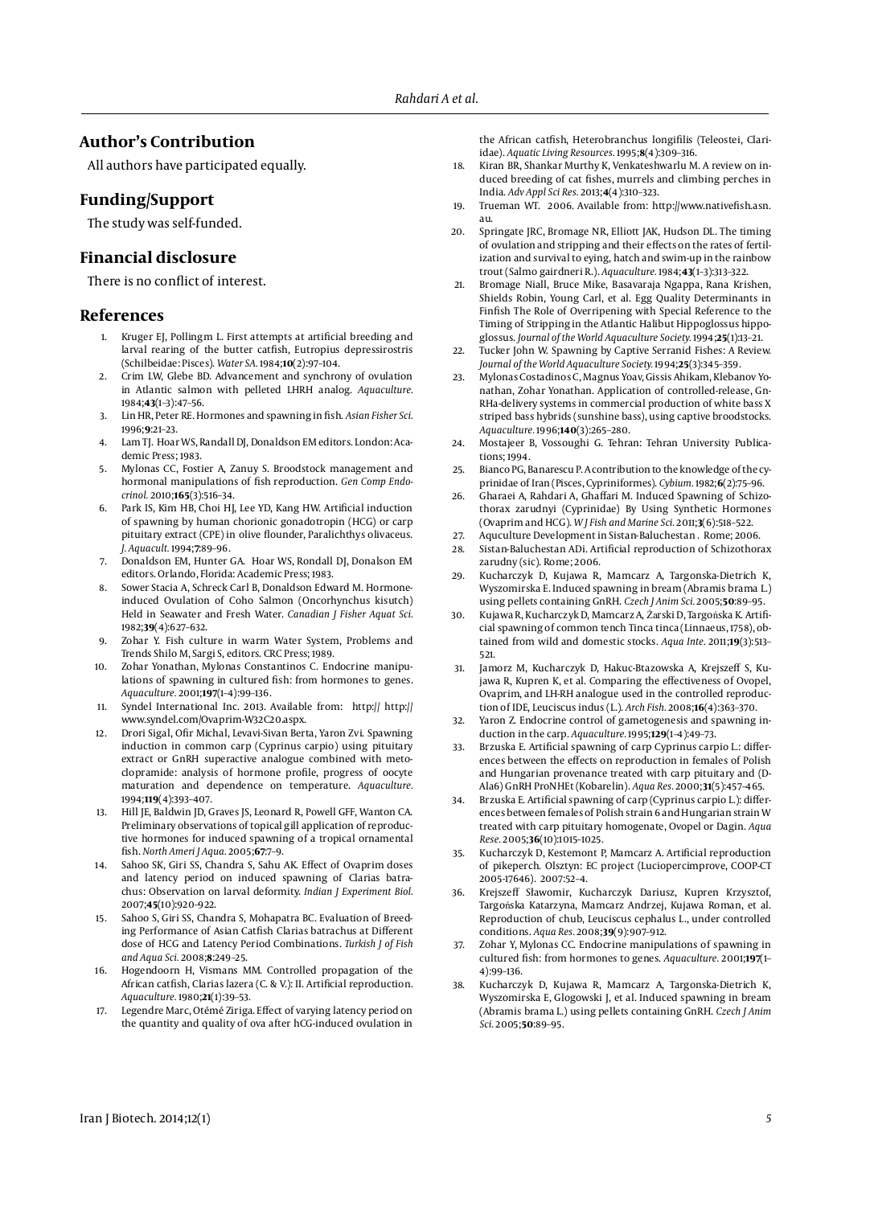## Author's Contribution

All authors have participated equally.

## Funding/Support

The study was self-funded.

## Financial disclosure

There is no conflict of interest.

## References

1. Kruger EJ, Pollingm L. First attempts at artificial breeding and larval rearing of the butter catfish, Eutropius depressirostris (Schilbeidae: Pisces). *Water SA*. 1984;**10**(2):97–104.
2. Crim LW, Glebe BD. Advancement and synchrony of ovulation in Atlantic salmon with pelleted LHRH analog. *Aquaculture*. 1984;**43**(1–3):47–56.
3. Lin HR, Peter RE. Hormones and spawning in fish. *Asian Fisher Sci*. 1996;**9**:21–23.
4. Lam TJ. Hoar WS, Randall DJ, Donaldson EM editors. London: Academic Press; 1983.
5. Mylonas CC, Fostier A, Zanuy S. Broodstock management and hormonal manipulations of fish reproduction. *Gen Comp Endocrinol*. 2010;**165**(3):516–34.
6. Park IS, Kim HB, Choi HJ, Lee YD, Kang HW. Artificial induction of spawning by human chorionic gonadotropin (HCG) or carp pituitary extract (CPE) in olive flounder, Paralichthys olivaceus. *J. Aquacult*. 1994;**7**:89–96.
7. Donaldson EM, Hunter GA. Hoar WS, Rondall DJ, Donalson EM editors. Orlando, Florida: Academic Press; 1983.
8. Sower Stacia A, Schreck Carl B, Donaldson Edward M. Hormone-induced Ovulation of Coho Salmon (Oncorhynchus kisutch) Held in Seawater and Fresh Water. *Canadian J Fisher Aquat Sci*. 1982;**39**(4):627–632.
9. Zohar Y. Fish culture in warm Water System, Problems and Trends Shilo M, Sargi S, editors. CRC Press; 1989.
10. Zohar Yonathan, Mylonas Constantinos C. Endocrine manipulations of spawning in cultured fish: from hormones to genes. *Aquaculture*. 2001;**197**(1–4):99–136.
11. Syndel International Inc. 2013. Available from: http:// http:// www.syndel.com/Ovaprim-W32C20.aspx.
12. Drori Sigal, Ofir Michal, Levavi-Sivan Berta, Yaron Zvi. Spawning induction in common carp (Cyprinus carpio) using pituitary extract or GnRH superactive analogue combined with metoclopramide: analysis of hormone profile, progress of oocyte maturation and dependence on temperature. *Aquaculture*. 1994;**119**(4):393–407.
13. Hill JE, Baldwin JD, Graves JS, Leonard R, Powell GFF, Wanton CA. Preliminary observations of topical gill application of reproductive hormones for induced spawning of a tropical ornamental fish. *North Ameri J Aqua*. 2005;**67**:7–9.
14. Sahoo SK, Giri SS, Chandra S, Sahu AK. Effect of Ovaprim doses and latency period on induced spawning of Clarias batrachus: Observation on larval deformity. *Indian J Experiment Biol*. 2007;**45**(10):920–922.
15. Sahoo S, Giri SS, Chandra S, Mohapatra BC. Evaluation of Breeding Performance of Asian Catfish Clarias batrachus at Different dose of HCG and Latency Period Combinations. *Turkish J of Fish and Aqua Sci*. 2008;**8**:249–25.
16. Hogendoorn H, Vismans MM. Controlled propagation of the African catfish, Clarias lazera (C. & V.): II. Artificial reproduction. *Aquaculture*. 1980;**21**(1):39–53.
17. Legendre Marc, Otémé Ziriga. Effect of varying latency period on the quantity and quality of ova after hCG-induced ovulation in the African catfish, Heterobranchus longifilis (Teleostei, Clariidae). *Aquatic Living Resources*. 1995;**8**(4):309–316.
18. Kiran BR, Shankar Murthy K, Venkateshwarlu M. A review on induced breeding of cat fishes, murrels and climbing perches in India. *Adv Appl Sci Res*. 2013;**4**(4):310–323.
19. Trueman WT. 2006. Available from: http://www.nativefish.asn.au.
20. Springate JRC, Bromage NR, Elliott JAK, Hudson DL. The timing of ovulation and stripping and their effects on the rates of fertilization and survival to eying, hatch and swim-up in the rainbow trout (Salmo gairdneri R.). *Aquaculture*. 1984;**43**(1–3):313–322.
21. Bromage Niall, Bruce Mike, Basavaraja Ngappa, Rana Krishen, Shields Robin, Young Carl, et al. Egg Quality Determinants in Finfish The Role of Overripening with Special Reference to the Timing of Stripping in the Atlantic Halibut Hippoglossus hippoglossus. *Journal of the World Aquaculture Society*. 1994;**25**(1):13–21.
22. Tucker John W. Spawning by Captive Serranid Fishes: A Review. *Journal of the World Aquaculture Society*. 1994;**25**(3):345–359.
23. Mylonas Costadinos C, Magnus Yoav, Gissis Ahikam, Klebanov Yonathan, Zohar Yonathan. Application of controlled-release, GnRHa-delivery systems in commercial production of white bass X striped bass hybrids (sunshine bass), using captive broodstocks. *Aquaculture*. 1996;**140**(3):265–280.
24. Mostajeer B, Vossoughi G. Tehran: Tehran University Publications; 1994.
25. Bianco PG, Banarescu P. A contribution to the knowledge of the cyprinidae of Iran (Pisces, Cypriniformes). *Cybium*. 1982;**6**(2):75–96.
26. Gharaei A, Rahdari A, Ghaffari M. Induced Spawning of Schizothorax zarudnyi (Cyprinidae) By Using Synthetic Hormones (Ovaprim and HCG). *W J Fish and Marine Sci*. 2011;**3**(6):518–522.
27. Aquculture Development in Sistan-Baluchestan . Rome; 2006.
28. Sistan-Baluchestan ADi. Artificial reproduction of Schizothorax zarudny (sic). Rome; 2006.
29. Kucharczyk D, Kujawa R, Mamcarz A, Targonska-Dietrich K, Wyszomirska E. Induced spawning in bream (Abramis brama L.) using pellets containing GnRH. *Czech J Anim Sci*. 2005;**50**:89–95.
30. Kujawa R, Kucharczyk D, Mamcarz A, Żarski D, Targońska K. Artificial spawning of common tench Tinca tinca (Linnaeus, 1758), obtained from wild and domestic stocks. *Aqua Inte*. 2011;**19**(3):513–521.
31. Jamorz M, Kucharczyk D, Hakuc-Btazowska A, Krejszeff S, Kujawa R, Kupren K, et al. Comparing the effectiveness of Ovopel, Ovaprim, and LH-RH analogue used in the controlled reproduction of IDE, Leuciscus indus (L.). *Arch Fish*. 2008;**16**(4):363–370.
32. Yaron Z. Endocrine control of gametogenesis and spawning induction in the carp. *Aquaculture*. 1995;**129**(1–4):49–73.
33. Brzuska E. Artificial spawning of carp Cyprinus carpio L.: differences between the effects on reproduction in females of Polish and Hungarian provenance treated with carp pituitary and (D-Ala6) GnRH ProNHEt (Kobarelin). *Aqua Res*. 2000;**31**(5):457–465.
34. Brzuska E. Artificial spawning of carp (Cyprinus carpio L.): differences between females of Polish strain 6 and Hungarian strain W treated with carp pituitary homogenate, Ovopel or Dagin. *Aqua Rese*. 2005;**36**(10):1015–1025.
35. Kucharczyk D, Kestemont P, Mamcarz A. Artificial reproduction of pikeperch. Olsztyn: EC project (Luciopercimprove, COOP-CT 2005-17646). 2007:52–4.
36. Krejszeff Sławomir, Kucharczyk Dariusz, Kupren Krzysztof, Targońska Katarzyna, Mamcarz Andrzej, Kujawa Roman, et al. Reproduction of chub, Leuciscus cephalus L., under controlled conditions. *Aqua Res*. 2008;**39**(9):907–912.
37. Zohar Y, Mylonas CC. Endocrine manipulations of spawning in cultured fish: from hormones to genes. *Aquaculture*. 2001;**197**(1–4):99–136.
38. Kucharczyk D, Kujawa R, Mamcarz A, Targonska-Dietrich K, Wyszomirska E, Glogowski J, et al. Induced spawning in bream (Abramis brama L.) using pellets containing GnRH. *Czech J Anim Sci*. 2005;**50**:89–95.